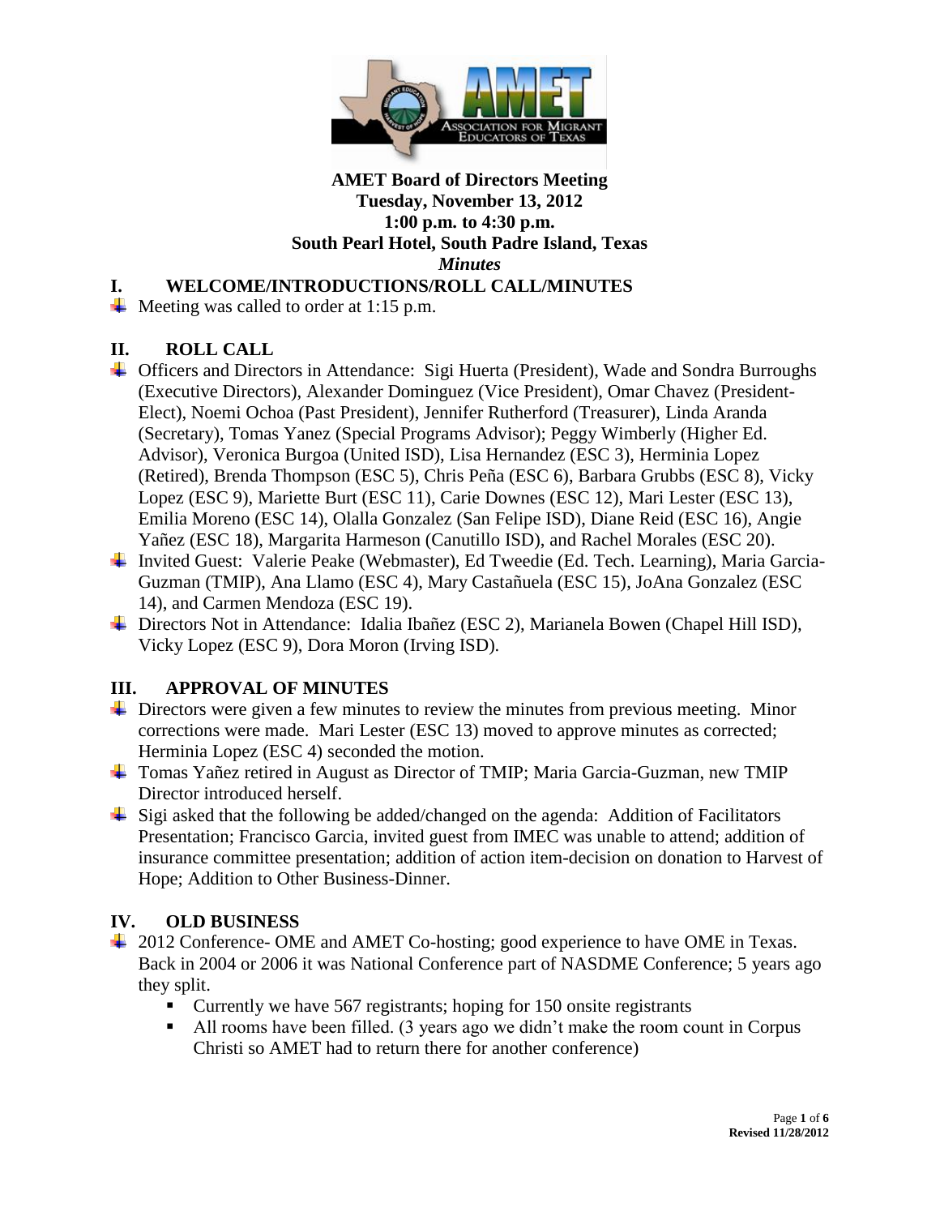**AMET Board of Directors Meeting**
**Tuesday, November 13, 2012**
**1:00 p.m. to 4:30 p.m.**
**South Pearl Hotel, South Padre Island, Texas**
***Minutes***

## I. WELCOME/INTRODUCTIONS/ROLL CALL/MINUTES

- Meeting was called to order at 1:15 p.m.

## II. ROLL CALL

- Officers and Directors in Attendance: Sigi Huerta (President), Wade and Sondra Burroughs (Executive Directors), Alexander Dominguez (Vice President), Omar Chavez (President-Elect), Noemi Ochoa (Past President), Jennifer Rutherford (Treasurer), Linda Aranda (Secretary), Tomas Yanez (Special Programs Advisor); Peggy Wimberly (Higher Ed. Advisor), Veronica Burgoa (United ISD), Lisa Hernandez (ESC 3), Herminia Lopez (Retired), Brenda Thompson (ESC 5), Chris Peña (ESC 6), Barbara Grubbs (ESC 8), Vicky Lopez (ESC 9), Mariette Burt (ESC 11), Carie Downes (ESC 12), Mari Lester (ESC 13), Emilia Moreno (ESC 14), Olalla Gonzalez (San Felipe ISD), Diane Reid (ESC 16), Angie Yañez (ESC 18), Margarita Harmeson (Canutillo ISD), and Rachel Morales (ESC 20).
- Invited Guest: Valerie Peake (Webmaster), Ed Tweedie (Ed. Tech. Learning), Maria Garcia-Guzman (TMIP), Ana Llamo (ESC 4), Mary Castañuela (ESC 15), JoAna Gonzalez (ESC 14), and Carmen Mendoza (ESC 19).
- Directors Not in Attendance: Idalia Ibañez (ESC 2), Marianela Bowen (Chapel Hill ISD), Vicky Lopez (ESC 9), Dora Moron (Irving ISD).

## III. APPROVAL OF MINUTES

- Directors were given a few minutes to review the minutes from previous meeting. Minor corrections were made. Mari Lester (ESC 13) moved to approve minutes as corrected; Herminia Lopez (ESC 4) seconded the motion.
- Tomas Yañez retired in August as Director of TMIP; Maria Garcia-Guzman, new TMIP Director introduced herself.
- Sigi asked that the following be added/changed on the agenda: Addition of Facilitators Presentation; Francisco Garcia, invited guest from IMEC was unable to attend; addition of insurance committee presentation; addition of action item-decision on donation to Harvest of Hope; Addition to Other Business-Dinner.

## IV. OLD BUSINESS

- 2012 Conference- OME and AMET Co-hosting; good experience to have OME in Texas. Back in 2004 or 2006 it was National Conference part of NASDME Conference; 5 years ago they split.
  - Currently we have 567 registrants; hoping for 150 onsite registrants
  - All rooms have been filled. (3 years ago we didn't make the room count in Corpus Christi so AMET had to return there for another conference)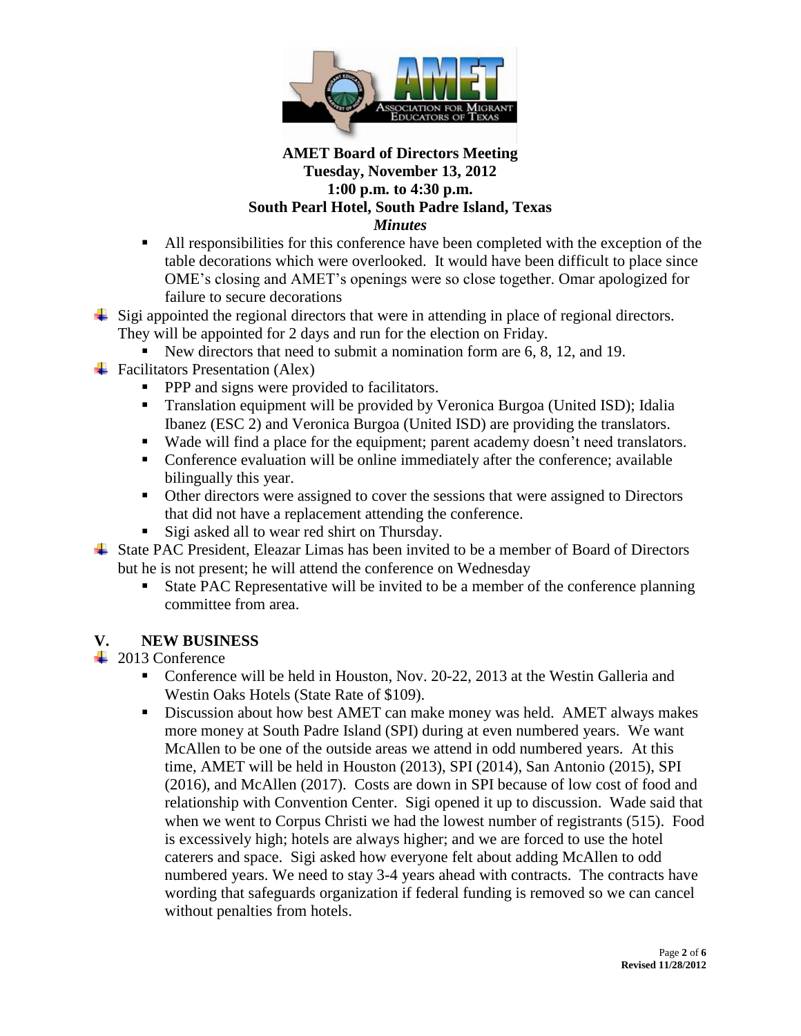- All responsibilities for this conference have been completed with the exception of the table decorations which were overlooked. It would have been difficult to place since OME's closing and AMET's openings were so close together. Omar apologized for failure to secure decorations

- Sigi appointed the regional directors that were in attending in place of regional directors. They will be appointed for 2 days and run for the election on Friday.
  - New directors that need to submit a nomination form are 6, 8, 12, and 19.
- Facilitators Presentation (Alex)
  - PPP and signs were provided to facilitators.
  - Translation equipment will be provided by Veronica Burgoa (United ISD); Idalia Ibanez (ESC 2) and Veronica Burgoa (United ISD) are providing the translators.
  - Wade will find a place for the equipment; parent academy doesn't need translators.
  - Conference evaluation will be online immediately after the conference; available bilingually this year.
  - Other directors were assigned to cover the sessions that were assigned to Directors that did not have a replacement attending the conference.
  - Sigi asked all to wear red shirt on Thursday.
- State PAC President, Eleazar Limas has been invited to be a member of Board of Directors but he is not present; he will attend the conference on Wednesday
  - State PAC Representative will be invited to be a member of the conference planning committee from area.

## V. NEW BUSINESS

- 2013 Conference
  - Conference will be held in Houston, Nov. 20-22, 2013 at the Westin Galleria and Westin Oaks Hotels (State Rate of $109).
  - Discussion about how best AMET can make money was held. AMET always makes more money at South Padre Island (SPI) during at even numbered years. We want McAllen to be one of the outside areas we attend in odd numbered years. At this time, AMET will be held in Houston (2013), SPI (2014), San Antonio (2015), SPI (2016), and McAllen (2017). Costs are down in SPI because of low cost of food and relationship with Convention Center. Sigi opened it up to discussion. Wade said that when we went to Corpus Christi we had the lowest number of registrants (515). Food is excessively high; hotels are always higher; and we are forced to use the hotel caterers and space. Sigi asked how everyone felt about adding McAllen to odd numbered years. We need to stay 3-4 years ahead with contracts. The contracts have wording that safeguards organization if federal funding is removed so we can cancel without penalties from hotels.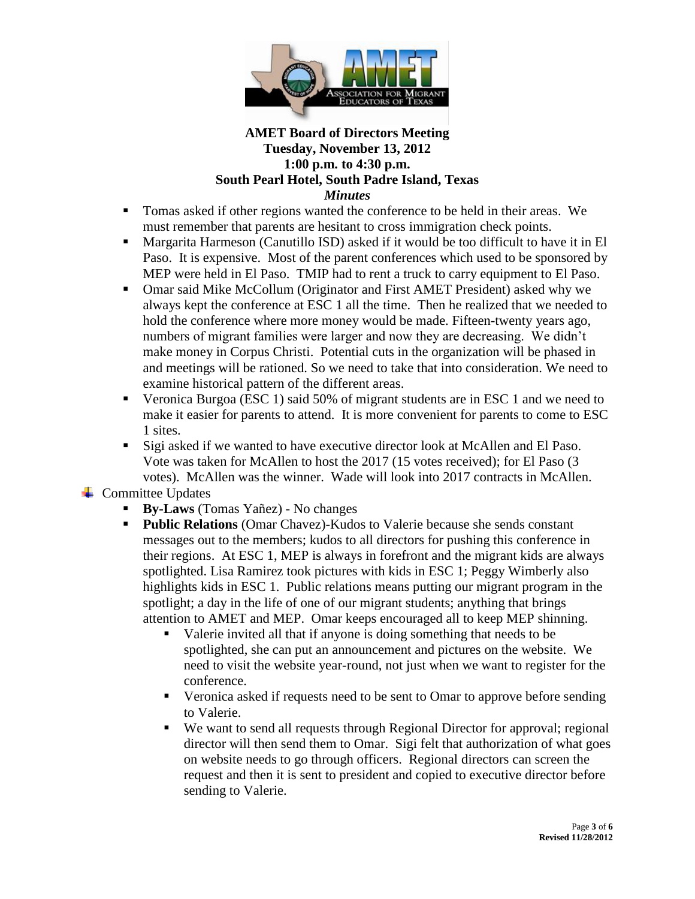**AMET Board of Directors Meeting**
**Tuesday, November 13, 2012**
**1:00 p.m. to 4:30 p.m.**
**South Pearl Hotel, South Padre Island, Texas**
***Minutes***

- Tomas asked if other regions wanted the conference to be held in their areas. We must remember that parents are hesitant to cross immigration check points.
- Margarita Harmeson (Canutillo ISD) asked if it would be too difficult to have it in El Paso. It is expensive. Most of the parent conferences which used to be sponsored by MEP were held in El Paso. TMIP had to rent a truck to carry equipment to El Paso.
- Omar said Mike McCollum (Originator and First AMET President) asked why we always kept the conference at ESC 1 all the time. Then he realized that we needed to hold the conference where more money would be made. Fifteen-twenty years ago, numbers of migrant families were larger and now they are decreasing. We didn't make money in Corpus Christi. Potential cuts in the organization will be phased in and meetings will be rationed. So we need to take that into consideration. We need to examine historical pattern of the different areas.
- Veronica Burgoa (ESC 1) said 50% of migrant students are in ESC 1 and we need to make it easier for parents to attend. It is more convenient for parents to come to ESC 1 sites.
- Sigi asked if we wanted to have executive director look at McAllen and El Paso. Vote was taken for McAllen to host the 2017 (15 votes received); for El Paso (3 votes). McAllen was the winner. Wade will look into 2017 contracts in McAllen.

- Committee Updates
  - **By-Laws** (Tomas Yañez) - No changes
  - **Public Relations** (Omar Chavez)-Kudos to Valerie because she sends constant messages out to the members; kudos to all directors for pushing this conference in their regions. At ESC 1, MEP is always in forefront and the migrant kids are always spotlighted. Lisa Ramirez took pictures with kids in ESC 1; Peggy Wimberly also highlights kids in ESC 1. Public relations means putting our migrant program in the spotlight; a day in the life of one of our migrant students; anything that brings attention to AMET and MEP. Omar keeps encouraged all to keep MEP shinning.
    - Valerie invited all that if anyone is doing something that needs to be spotlighted, she can put an announcement and pictures on the website. We need to visit the website year-round, not just when we want to register for the conference.
    - Veronica asked if requests need to be sent to Omar to approve before sending to Valerie.
    - We want to send all requests through Regional Director for approval; regional director will then send them to Omar. Sigi felt that authorization of what goes on website needs to go through officers. Regional directors can screen the request and then it is sent to president and copied to executive director before sending to Valerie.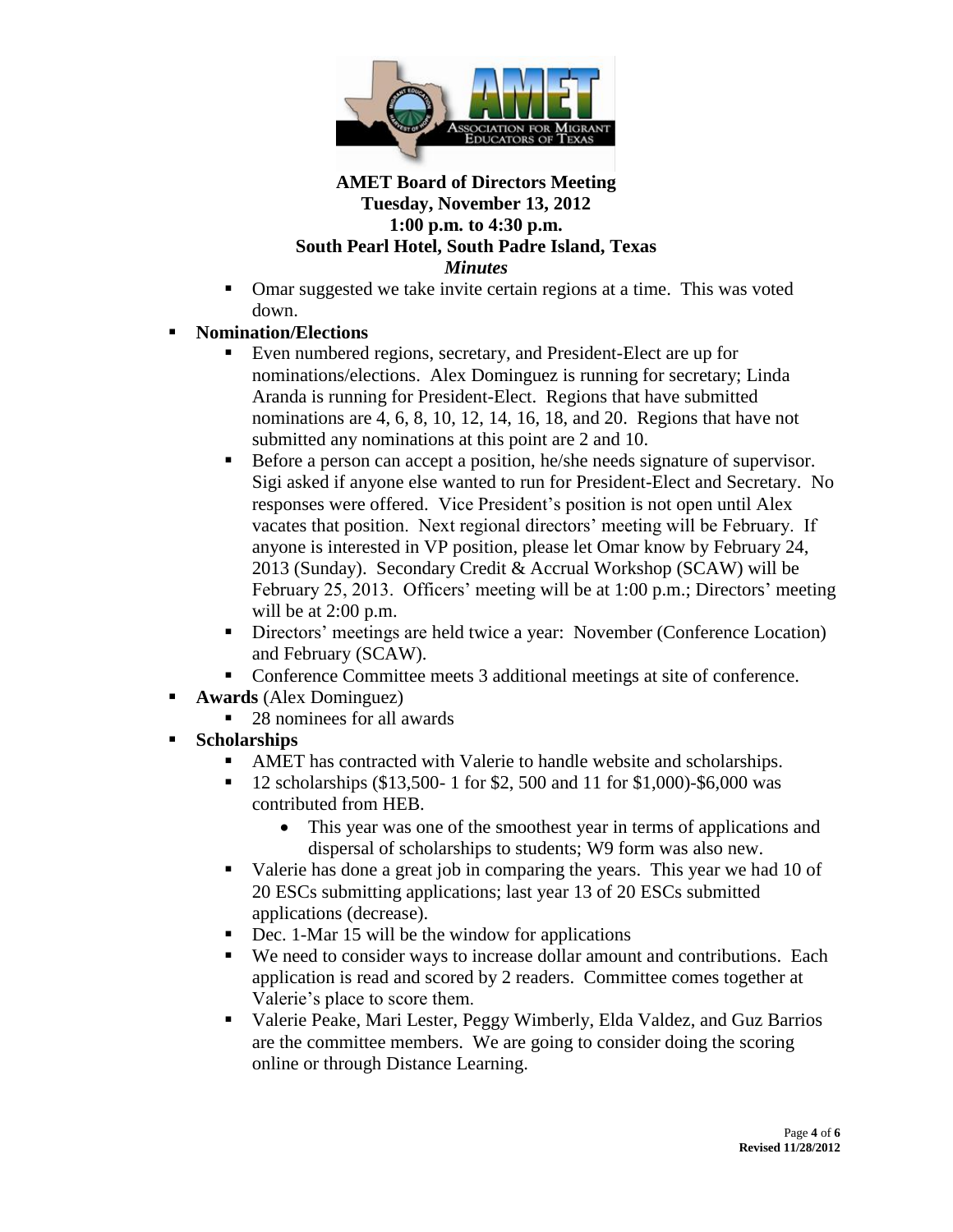**AMET Board of Directors Meeting**
**Tuesday, November 13, 2012**
**1:00 p.m. to 4:30 p.m.**
**South Pearl Hotel, South Padre Island, Texas**
***Minutes***

- Omar suggested we take invite certain regions at a time. This was voted down.

- **Nomination/Elections**
  - Even numbered regions, secretary, and President-Elect are up for nominations/elections. Alex Dominguez is running for secretary; Linda Aranda is running for President-Elect. Regions that have submitted nominations are 4, 6, 8, 10, 12, 14, 16, 18, and 20. Regions that have not submitted any nominations at this point are 2 and 10.
  - Before a person can accept a position, he/she needs signature of supervisor. Sigi asked if anyone else wanted to run for President-Elect and Secretary. No responses were offered. Vice President's position is not open until Alex vacates that position. Next regional directors' meeting will be February. If anyone is interested in VP position, please let Omar know by February 24, 2013 (Sunday). Secondary Credit & Accrual Workshop (SCAW) will be February 25, 2013. Officers' meeting will be at 1:00 p.m.; Directors' meeting will be at 2:00 p.m.
  - Directors' meetings are held twice a year: November (Conference Location) and February (SCAW).
  - Conference Committee meets 3 additional meetings at site of conference.

- **Awards** (Alex Dominguez)
  - 28 nominees for all awards

- **Scholarships**
  - AMET has contracted with Valerie to handle website and scholarships.
  - 12 scholarships ($13,500- 1 for $2, 500 and 11 for $1,000)-$6,000 was contributed from HEB.
    - This year was one of the smoothest year in terms of applications and dispersal of scholarships to students; W9 form was also new.
  - Valerie has done a great job in comparing the years. This year we had 10 of 20 ESCs submitting applications; last year 13 of 20 ESCs submitted applications (decrease).
  - Dec. 1-Mar 15 will be the window for applications
  - We need to consider ways to increase dollar amount and contributions. Each application is read and scored by 2 readers. Committee comes together at Valerie's place to score them.
  - Valerie Peake, Mari Lester, Peggy Wimberly, Elda Valdez, and Guz Barrios are the committee members. We are going to consider doing the scoring online or through Distance Learning.

Revised 11/28/2012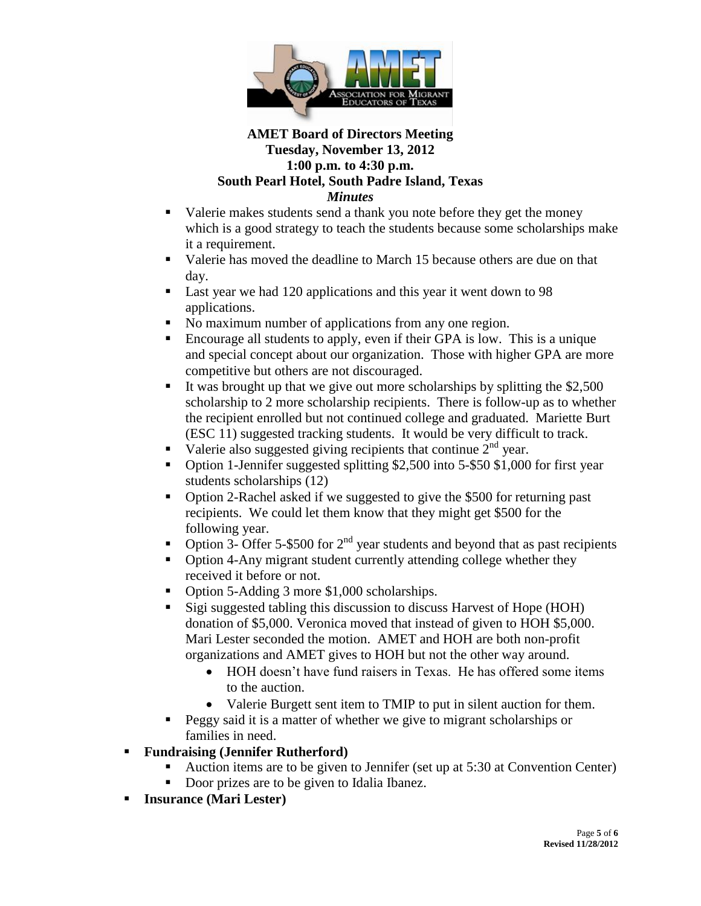**AMET Board of Directors Meeting**
**Tuesday, November 13, 2012**
**1:00 p.m. to 4:30 p.m.**
**South Pearl Hotel, South Padre Island, Texas**
***Minutes***

- Valerie makes students send a thank you note before they get the money which is a good strategy to teach the students because some scholarships make it a requirement.
- Valerie has moved the deadline to March 15 because others are due on that day.
- Last year we had 120 applications and this year it went down to 98 applications.
- No maximum number of applications from any one region.
- Encourage all students to apply, even if their GPA is low. This is a unique and special concept about our organization. Those with higher GPA are more competitive but others are not discouraged.
- It was brought up that we give out more scholarships by splitting the $2,500 scholarship to 2 more scholarship recipients. There is follow-up as to whether the recipient enrolled but not continued college and graduated. Mariette Burt (ESC 11) suggested tracking students. It would be very difficult to track.
- Valerie also suggested giving recipients that continue 2nd year.
- Option 1-Jennifer suggested splitting $2,500 into 5-$50 $1,000 for first year students scholarships (12)
- Option 2-Rachel asked if we suggested to give the $500 for returning past recipients. We could let them know that they might get $500 for the following year.
- Option 3- Offer 5-$500 for 2nd year students and beyond that as past recipients
- Option 4-Any migrant student currently attending college whether they received it before or not.
- Option 5-Adding 3 more $1,000 scholarships.
- Sigi suggested tabling this discussion to discuss Harvest of Hope (HOH) donation of $5,000. Veronica moved that instead of given to HOH $5,000. Mari Lester seconded the motion. AMET and HOH are both non-profit organizations and AMET gives to HOH but not the other way around.
  - HOH doesn't have fund raisers in Texas. He has offered some items to the auction.
  - Valerie Burgett sent item to TMIP to put in silent auction for them.
- Peggy said it is a matter of whether we give to migrant scholarships or families in need.

- **Fundraising (Jennifer Rutherford)**
  - Auction items are to be given to Jennifer (set up at 5:30 at Convention Center)
  - Door prizes are to be given to Idalia Ibanez.
- **Insurance (Mari Lester)**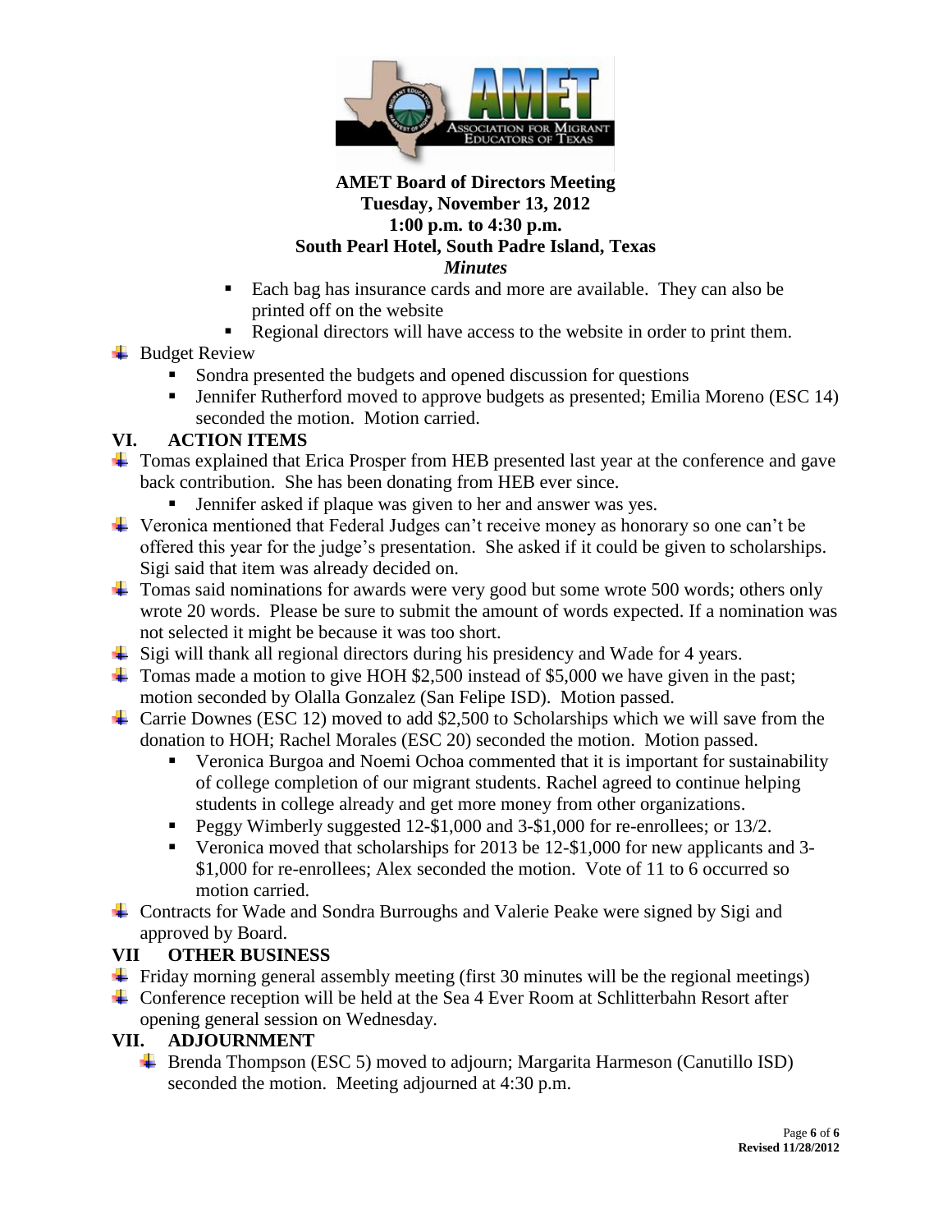**AMET Board of Directors Meeting**
**Tuesday, November 13, 2012**
**1:00 p.m. to 4:30 p.m.**
**South Pearl Hotel, South Padre Island, Texas**
***Minutes***

- Each bag has insurance cards and more are available. They can also be printed off on the website
- Regional directors will have access to the website in order to print them.

- Budget Review
  - Sondra presented the budgets and opened discussion for questions
  - Jennifer Rutherford moved to approve budgets as presented; Emilia Moreno (ESC 14) seconded the motion. Motion carried.

## VI. ACTION ITEMS

- Tomas explained that Erica Prosper from HEB presented last year at the conference and gave back contribution. She has been donating from HEB ever since.
  - Jennifer asked if plaque was given to her and answer was yes.
- Veronica mentioned that Federal Judges can't receive money as honorary so one can't be offered this year for the judge's presentation. She asked if it could be given to scholarships. Sigi said that item was already decided on.
- Tomas said nominations for awards were very good but some wrote 500 words; others only wrote 20 words. Please be sure to submit the amount of words expected. If a nomination was not selected it might be because it was too short.
- Sigi will thank all regional directors during his presidency and Wade for 4 years.
- Tomas made a motion to give HOH $2,500 instead of $5,000 we have given in the past; motion seconded by Olalla Gonzalez (San Felipe ISD). Motion passed.
- Carrie Downes (ESC 12) moved to add $2,500 to Scholarships which we will save from the donation to HOH; Rachel Morales (ESC 20) seconded the motion. Motion passed.
  - Veronica Burgoa and Noemi Ochoa commented that it is important for sustainability of college completion of our migrant students. Rachel agreed to continue helping students in college already and get more money from other organizations.
  - Peggy Wimberly suggested 12-$1,000 and 3-$1,000 for re-enrollees; or 13/2.
  - Veronica moved that scholarships for 2013 be 12-$1,000 for new applicants and 3-$1,000 for re-enrollees; Alex seconded the motion. Vote of 11 to 6 occurred so motion carried.
- Contracts for Wade and Sondra Burroughs and Valerie Peake were signed by Sigi and approved by Board.

## VII OTHER BUSINESS

- Friday morning general assembly meeting (first 30 minutes will be the regional meetings)
- Conference reception will be held at the Sea 4 Ever Room at Schlitterbahn Resort after opening general session on Wednesday.

## VII. ADJOURNMENT

- Brenda Thompson (ESC 5) moved to adjourn; Margarita Harmeson (Canutillo ISD) seconded the motion. Meeting adjourned at 4:30 p.m.

**Revised 11/28/2012**